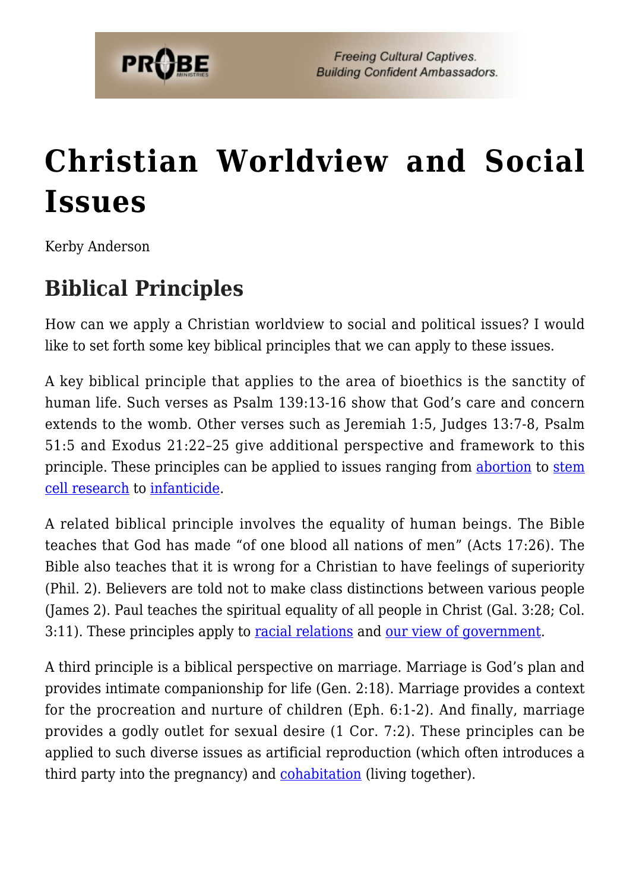# Christian Worldview and Social Issues

Kerby Anderson

## Biblical Principles

How can we apply a Christian worldview to social and political issues? I would like to set forth some key biblical principles that we can apply to these issues.

A key biblical principle that applies to the area of bioethics is the sanctity of human life. Such verses as Psalm 139:13-16 show that God's care and concern extends to the womb. Other verses such as Jeremiah 1:5, Judges 13:7-8, Psalm 51:5 and Exodus 21:22–25 give additional perspective and framework to this principle. These principles can be applied to issues ranging from abortion to stem cell research to infanticide.

A related biblical principle involves the equality of human beings. The Bible teaches that God has made "of one blood all nations of men" (Acts 17:26). The Bible also teaches that it is wrong for a Christian to have feelings of superiority (Phil. 2). Believers are told not to make class distinctions between various people (James 2). Paul teaches the spiritual equality of all people in Christ (Gal. 3:28; Col. 3:11). These principles apply to racial relations and our view of government.

A third principle is a biblical perspective on marriage. Marriage is God's plan and provides intimate companionship for life (Gen. 2:18). Marriage provides a context for the procreation and nurture of children (Eph. 6:1-2). And finally, marriage provides a godly outlet for sexual desire (1 Cor. 7:2). These principles can be applied to such diverse issues as artificial reproduction (which often introduces a third party into the pregnancy) and cohabitation (living together).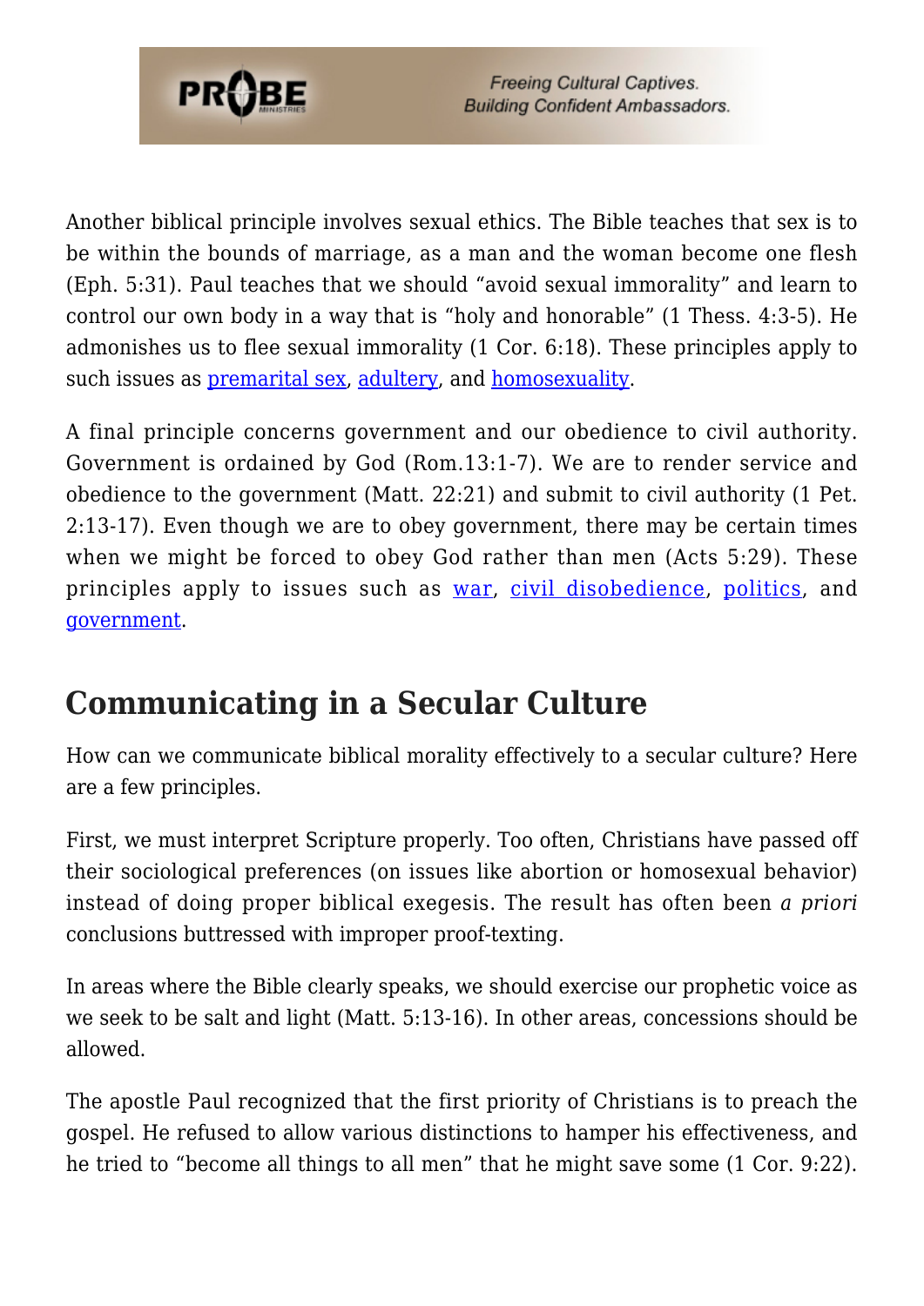Another biblical principle involves sexual ethics. The Bible teaches that sex is to be within the bounds of marriage, as a man and the woman become one flesh (Eph. 5:31). Paul teaches that we should "avoid sexual immorality" and learn to control our own body in a way that is "holy and honorable" (1 Thess. 4:3-5). He admonishes us to flee sexual immorality (1 Cor. 6:18). These principles apply to such issues as premarital sex, adultery, and homosexuality.

A final principle concerns government and our obedience to civil authority. Government is ordained by God (Rom.13:1-7). We are to render service and obedience to the government (Matt. 22:21) and submit to civil authority (1 Pet. 2:13-17). Even though we are to obey government, there may be certain times when we might be forced to obey God rather than men (Acts 5:29). These principles apply to issues such as war, civil disobedience, politics, and government.

## Communicating in a Secular Culture

How can we communicate biblical morality effectively to a secular culture? Here are a few principles.

First, we must interpret Scripture properly. Too often, Christians have passed off their sociological preferences (on issues like abortion or homosexual behavior) instead of doing proper biblical exegesis. The result has often been *a priori* conclusions buttressed with improper proof-texting.

In areas where the Bible clearly speaks, we should exercise our prophetic voice as we seek to be salt and light (Matt. 5:13-16). In other areas, concessions should be allowed.

The apostle Paul recognized that the first priority of Christians is to preach the gospel. He refused to allow various distinctions to hamper his effectiveness, and he tried to "become all things to all men" that he might save some (1 Cor. 9:22).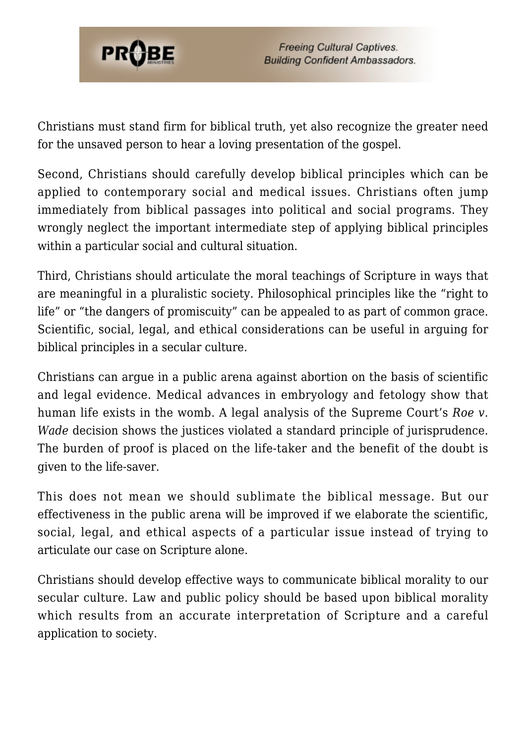Christians must stand firm for biblical truth, yet also recognize the greater need for the unsaved person to hear a loving presentation of the gospel.

Second, Christians should carefully develop biblical principles which can be applied to contemporary social and medical issues. Christians often jump immediately from biblical passages into political and social programs. They wrongly neglect the important intermediate step of applying biblical principles within a particular social and cultural situation.

Third, Christians should articulate the moral teachings of Scripture in ways that are meaningful in a pluralistic society. Philosophical principles like the "right to life" or "the dangers of promiscuity" can be appealed to as part of common grace. Scientific, social, legal, and ethical considerations can be useful in arguing for biblical principles in a secular culture.

Christians can argue in a public arena against abortion on the basis of scientific and legal evidence. Medical advances in embryology and fetology show that human life exists in the womb. A legal analysis of the Supreme Court's *Roe v. Wade* decision shows the justices violated a standard principle of jurisprudence. The burden of proof is placed on the life-taker and the benefit of the doubt is given to the life-saver.

This does not mean we should sublimate the biblical message. But our effectiveness in the public arena will be improved if we elaborate the scientific, social, legal, and ethical aspects of a particular issue instead of trying to articulate our case on Scripture alone.

Christians should develop effective ways to communicate biblical morality to our secular culture. Law and public policy should be based upon biblical morality which results from an accurate interpretation of Scripture and a careful application to society.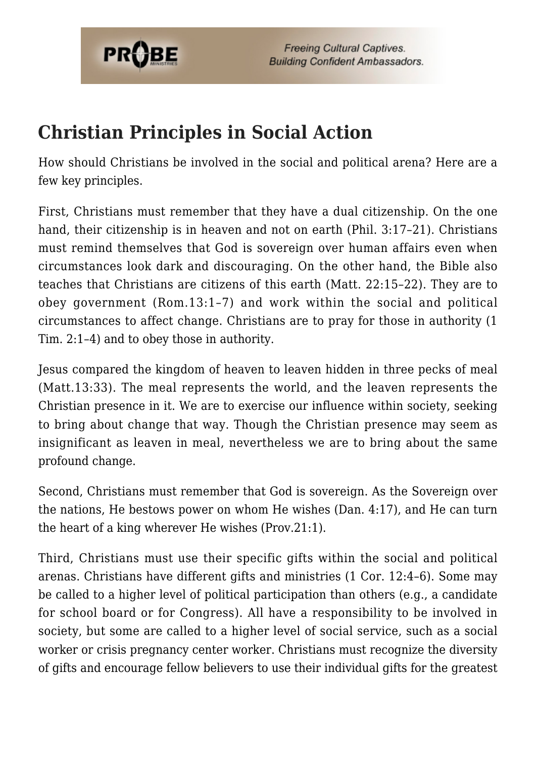## Christian Principles in Social Action

How should Christians be involved in the social and political arena? Here are a few key principles.

First, Christians must remember that they have a dual citizenship. On the one hand, their citizenship is in heaven and not on earth (Phil. 3:17–21). Christians must remind themselves that God is sovereign over human affairs even when circumstances look dark and discouraging. On the other hand, the Bible also teaches that Christians are citizens of this earth (Matt. 22:15–22). They are to obey government (Rom.13:1–7) and work within the social and political circumstances to affect change. Christians are to pray for those in authority (1 Tim. 2:1–4) and to obey those in authority.

Jesus compared the kingdom of heaven to leaven hidden in three pecks of meal (Matt.13:33). The meal represents the world, and the leaven represents the Christian presence in it. We are to exercise our influence within society, seeking to bring about change that way. Though the Christian presence may seem as insignificant as leaven in meal, nevertheless we are to bring about the same profound change.

Second, Christians must remember that God is sovereign. As the Sovereign over the nations, He bestows power on whom He wishes (Dan. 4:17), and He can turn the heart of a king wherever He wishes (Prov.21:1).

Third, Christians must use their specific gifts within the social and political arenas. Christians have different gifts and ministries (1 Cor. 12:4–6). Some may be called to a higher level of political participation than others (e.g., a candidate for school board or for Congress). All have a responsibility to be involved in society, but some are called to a higher level of social service, such as a social worker or crisis pregnancy center worker. Christians must recognize the diversity of gifts and encourage fellow believers to use their individual gifts for the greatest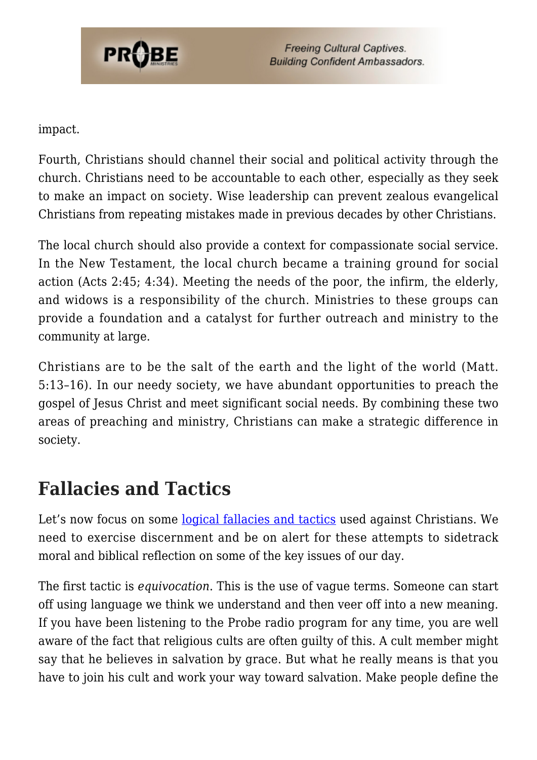impact.

Fourth, Christians should channel their social and political activity through the church. Christians need to be accountable to each other, especially as they seek to make an impact on society. Wise leadership can prevent zealous evangelical Christians from repeating mistakes made in previous decades by other Christians.

The local church should also provide a context for compassionate social service. In the New Testament, the local church became a training ground for social action (Acts 2:45; 4:34). Meeting the needs of the poor, the infirm, the elderly, and widows is a responsibility of the church. Ministries to these groups can provide a foundation and a catalyst for further outreach and ministry to the community at large.

Christians are to be the salt of the earth and the light of the world (Matt. 5:13–16). In our needy society, we have abundant opportunities to preach the gospel of Jesus Christ and meet significant social needs. By combining these two areas of preaching and ministry, Christians can make a strategic difference in society.

## Fallacies and Tactics

Let's now focus on some logical fallacies and tactics used against Christians. We need to exercise discernment and be on alert for these attempts to sidetrack moral and biblical reflection on some of the key issues of our day.

The first tactic is *equivocation*. This is the use of vague terms. Someone can start off using language we think we understand and then veer off into a new meaning. If you have been listening to the Probe radio program for any time, you are well aware of the fact that religious cults are often guilty of this. A cult member might say that he believes in salvation by grace. But what he really means is that you have to join his cult and work your way toward salvation. Make people define the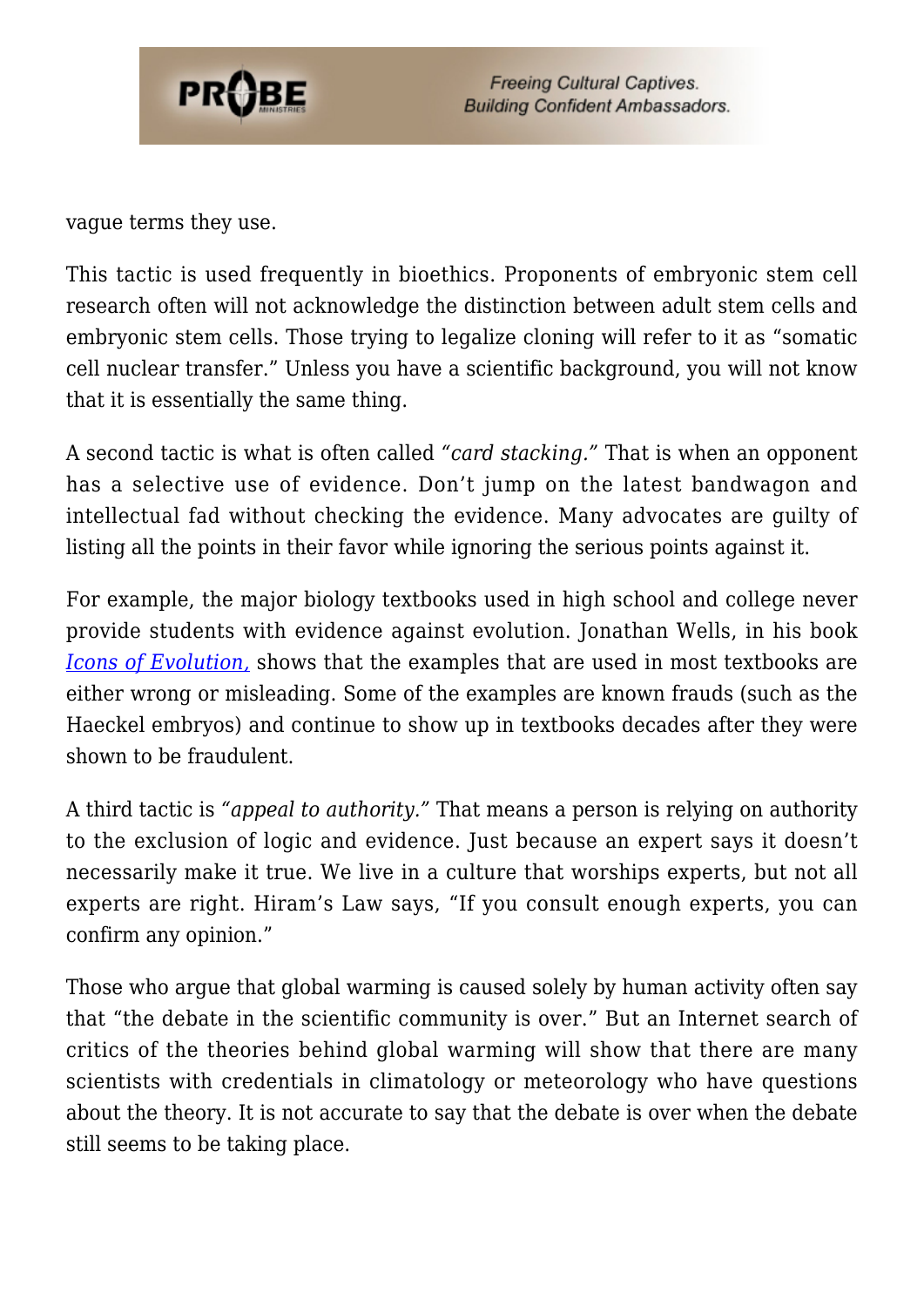vague terms they use.

This tactic is used frequently in bioethics. Proponents of embryonic stem cell research often will not acknowledge the distinction between adult stem cells and embryonic stem cells. Those trying to legalize cloning will refer to it as "somatic cell nuclear transfer." Unless you have a scientific background, you will not know that it is essentially the same thing.

A second tactic is what is often called *"card stacking."* That is when an opponent has a selective use of evidence. Don't jump on the latest bandwagon and intellectual fad without checking the evidence. Many advocates are guilty of listing all the points in their favor while ignoring the serious points against it.

For example, the major biology textbooks used in high school and college never provide students with evidence against evolution. Jonathan Wells, in his book *Icons of Evolution,* shows that the examples that are used in most textbooks are either wrong or misleading. Some of the examples are known frauds (such as the Haeckel embryos) and continue to show up in textbooks decades after they were shown to be fraudulent.

A third tactic is *"appeal to authority."* That means a person is relying on authority to the exclusion of logic and evidence. Just because an expert says it doesn't necessarily make it true. We live in a culture that worships experts, but not all experts are right. Hiram's Law says, "If you consult enough experts, you can confirm any opinion."

Those who argue that global warming is caused solely by human activity often say that "the debate in the scientific community is over." But an Internet search of critics of the theories behind global warming will show that there are many scientists with credentials in climatology or meteorology who have questions about the theory. It is not accurate to say that the debate is over when the debate still seems to be taking place.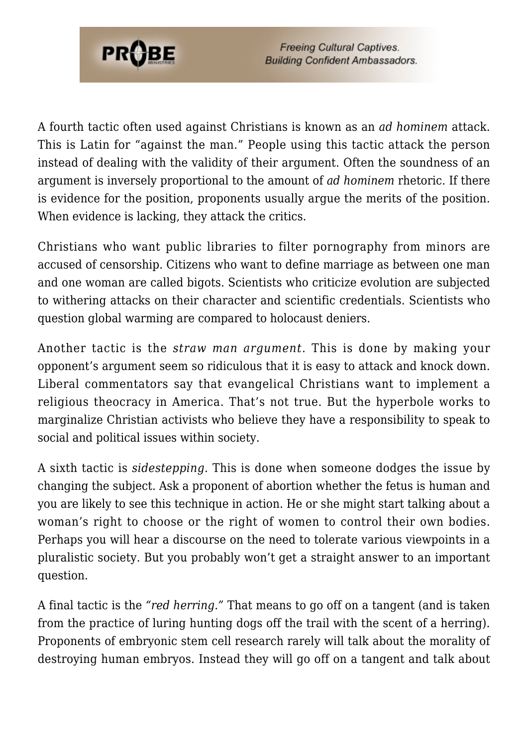A fourth tactic often used against Christians is known as an *ad hominem* attack. This is Latin for "against the man." People using this tactic attack the person instead of dealing with the validity of their argument. Often the soundness of an argument is inversely proportional to the amount of *ad hominem* rhetoric. If there is evidence for the position, proponents usually argue the merits of the position. When evidence is lacking, they attack the critics.

Christians who want public libraries to filter pornography from minors are accused of censorship. Citizens who want to define marriage as between one man and one woman are called bigots. Scientists who criticize evolution are subjected to withering attacks on their character and scientific credentials. Scientists who question global warming are compared to holocaust deniers.

Another tactic is the *straw man argument*. This is done by making your opponent's argument seem so ridiculous that it is easy to attack and knock down. Liberal commentators say that evangelical Christians want to implement a religious theocracy in America. That's not true. But the hyperbole works to marginalize Christian activists who believe they have a responsibility to speak to social and political issues within society.

A sixth tactic is *sidestepping*. This is done when someone dodges the issue by changing the subject. Ask a proponent of abortion whether the fetus is human and you are likely to see this technique in action. He or she might start talking about a woman's right to choose or the right of women to control their own bodies. Perhaps you will hear a discourse on the need to tolerate various viewpoints in a pluralistic society. But you probably won't get a straight answer to an important question.

A final tactic is the *"red herring."* That means to go off on a tangent (and is taken from the practice of luring hunting dogs off the trail with the scent of a herring). Proponents of embryonic stem cell research rarely will talk about the morality of destroying human embryos. Instead they will go off on a tangent and talk about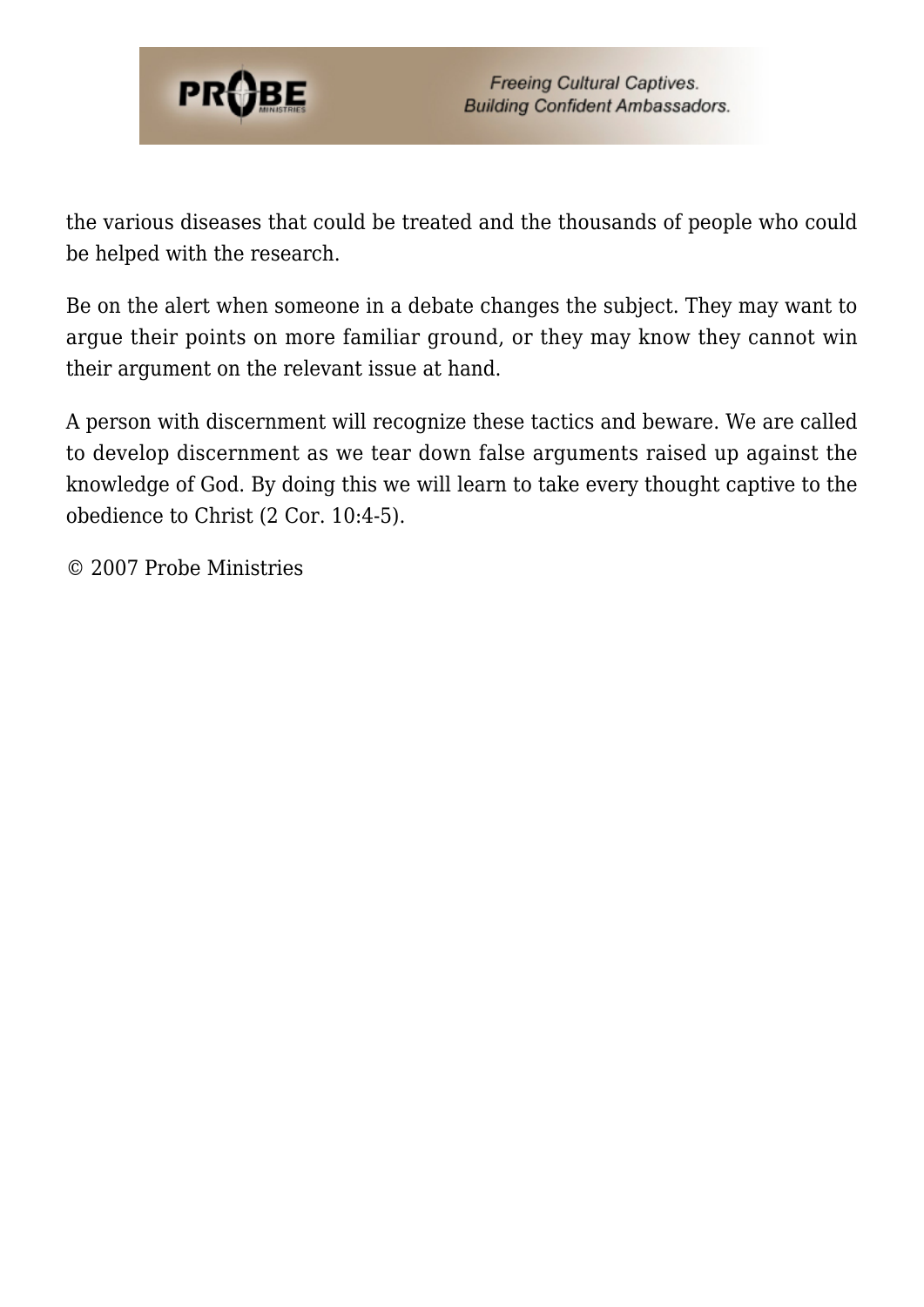the various diseases that could be treated and the thousands of people who could be helped with the research.

Be on the alert when someone in a debate changes the subject. They may want to argue their points on more familiar ground, or they may know they cannot win their argument on the relevant issue at hand.

A person with discernment will recognize these tactics and beware. We are called to develop discernment as we tear down false arguments raised up against the knowledge of God. By doing this we will learn to take every thought captive to the obedience to Christ (2 Cor. 10:4-5).

© 2007 Probe Ministries